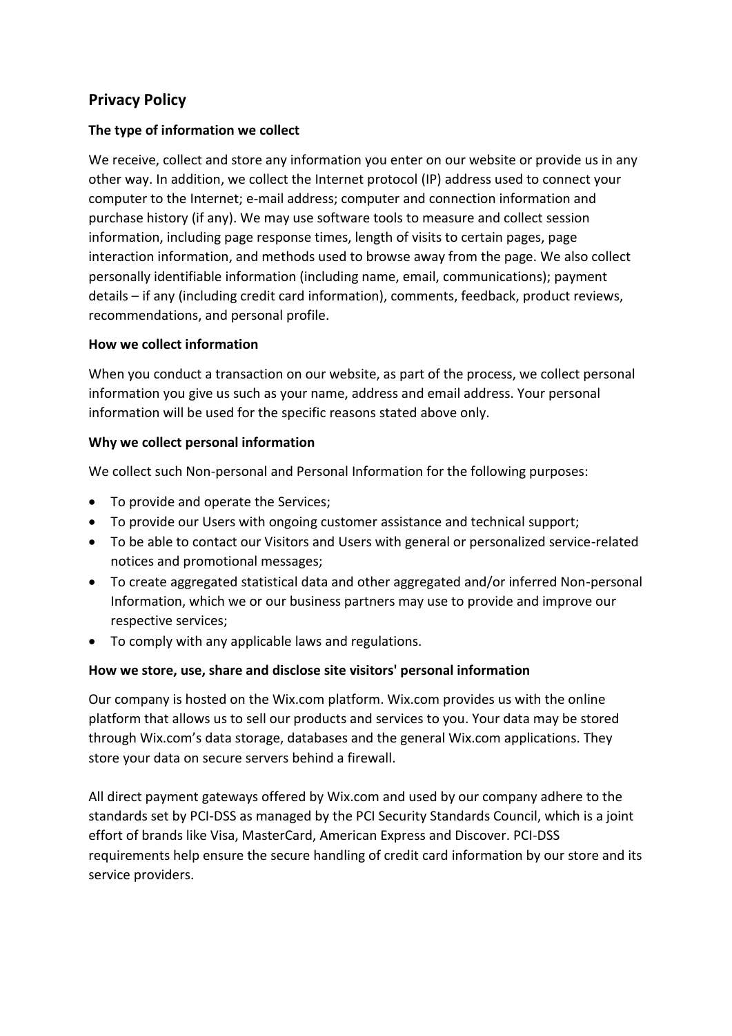# Privacy Policy

### The type of information we collect

We receive, collect and store any information you enter on our website or provide us in any other way. In addition, we collect the Internet protocol (IP) address used to connect your computer to the Internet; e-mail address; computer and connection information and purchase history (if any). We may use software tools to measure and collect session information, including page response times, length of visits to certain pages, page interaction information, and methods used to browse away from the page. We also collect personally identifiable information (including name, email, communications); payment details – if any (including credit card information), comments, feedback, product reviews, recommendations, and personal profile.

### How we collect information

When you conduct a transaction on our website, as part of the process, we collect personal information you give us such as your name, address and email address. Your personal information will be used for the specific reasons stated above only.

### Why we collect personal information

We collect such Non-personal and Personal Information for the following purposes:

- To provide and operate the Services;
- To provide our Users with ongoing customer assistance and technical support;
- To be able to contact our Visitors and Users with general or personalized service-related notices and promotional messages;
- To create aggregated statistical data and other aggregated and/or inferred Non-personal Information, which we or our business partners may use to provide and improve our respective services;
- To comply with any applicable laws and regulations.

### How we store, use, share and disclose site visitors' personal information

Our company is hosted on the Wix.com platform. Wix.com provides us with the online platform that allows us to sell our products and services to you. Your data may be stored through Wix.com's data storage, databases and the general Wix.com applications. They store your data on secure servers behind a firewall.

All direct payment gateways offered by Wix.com and used by our company adhere to the standards set by PCI-DSS as managed by the PCI Security Standards Council, which is a joint effort of brands like Visa, MasterCard, American Express and Discover. PCI-DSS requirements help ensure the secure handling of credit card information by our store and its service providers.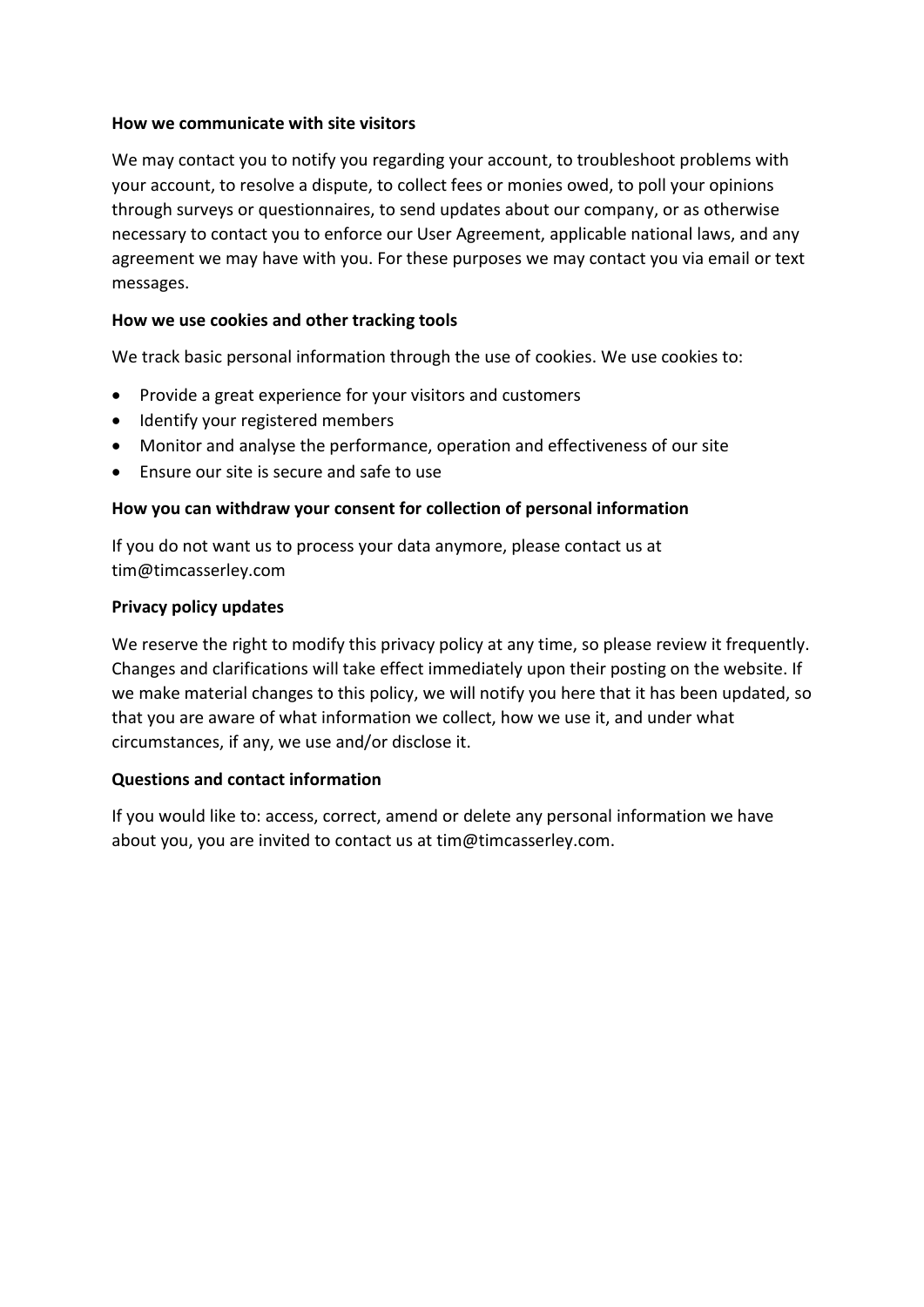**How we communicate with site visitors**

We may contact you to notify you regarding your account, to troubleshoot problems with your account, to resolve a dispute, to collect fees or monies owed, to poll your opinions through surveys or questionnaires, to send updates about our company, or as otherwise necessary to contact you to enforce our User Agreement, applicable national laws, and any agreement we may have with you. For these purposes we may contact you via email or text messages.

**How we use cookies and other tracking tools**

We track basic personal information through the use of cookies. We use cookies to:

- Provide a great experience for your visitors and customers
- Identify your registered members
- Monitor and analyse the performance, operation and effectiveness of our site
- Ensure our site is secure and safe to use

**How you can withdraw your consent for collection of personal information**

If you do not want us to process your data anymore, please contact us at tim@timcasserley.com

**Privacy policy updates**

We reserve the right to modify this privacy policy at any time, so please review it frequently. Changes and clarifications will take effect immediately upon their posting on the website. If we make material changes to this policy, we will notify you here that it has been updated, so that you are aware of what information we collect, how we use it, and under what circumstances, if any, we use and/or disclose it.

**Questions and contact information**

If you would like to: access, correct, amend or delete any personal information we have about you, you are invited to contact us at tim@timcasserley.com.